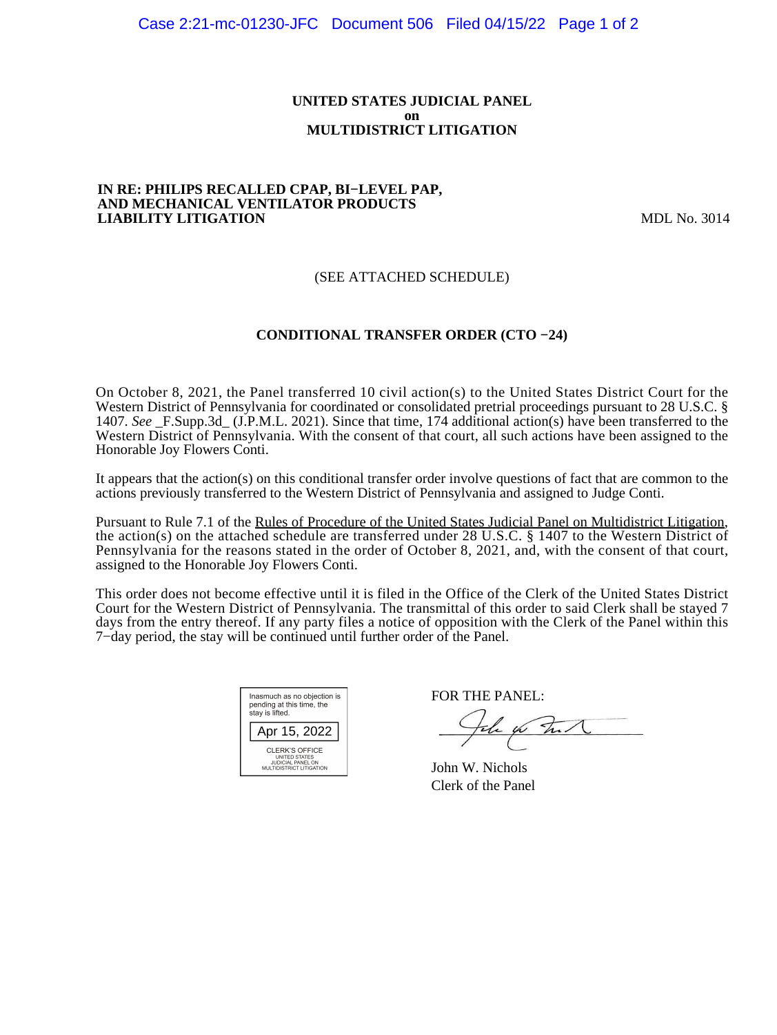**UNITED STATES JUDICIAL PANEL**
**on**
**MULTIDISTRICT LITIGATION**

**IN RE: PHILIPS RECALLED CPAP, BI−LEVEL PAP, AND MECHANICAL VENTILATOR PRODUCTS LIABILITY LITIGATION** MDL No. 3014

(SEE ATTACHED SCHEDULE)

**CONDITIONAL TRANSFER ORDER (CTO −24)**

On October 8, 2021, the Panel transferred 10 civil action(s) to the United States District Court for the Western District of Pennsylvania for coordinated or consolidated pretrial proceedings pursuant to 28 U.S.C. § 1407. *See* _F.Supp.3d_ (J.P.M.L. 2021). Since that time, 174 additional action(s) have been transferred to the Western District of Pennsylvania. With the consent of that court, all such actions have been assigned to the Honorable Joy Flowers Conti.

It appears that the action(s) on this conditional transfer order involve questions of fact that are common to the actions previously transferred to the Western District of Pennsylvania and assigned to Judge Conti.

Pursuant to Rule 7.1 of the Rules of Procedure of the United States Judicial Panel on Multidistrict Litigation, the action(s) on the attached schedule are transferred under 28 U.S.C. § 1407 to the Western District of Pennsylvania for the reasons stated in the order of October 8, 2021, and, with the consent of that court, assigned to the Honorable Joy Flowers Conti.

This order does not become effective until it is filed in the Office of the Clerk of the United States District Court for the Western District of Pennsylvania. The transmittal of this order to said Clerk shall be stayed 7 days from the entry thereof. If any party files a notice of opposition with the Clerk of the Panel within this 7−day period, the stay will be continued until further order of the Panel.

Inasmuch as no objection is pending at this time, the stay is lifted.

Apr 15, 2022

CLERK'S OFFICE
UNITED STATES
JUDICIAL PANEL ON
MULTIDISTRICT LITIGATION

FOR THE PANEL:

John W. Nichols
Clerk of the Panel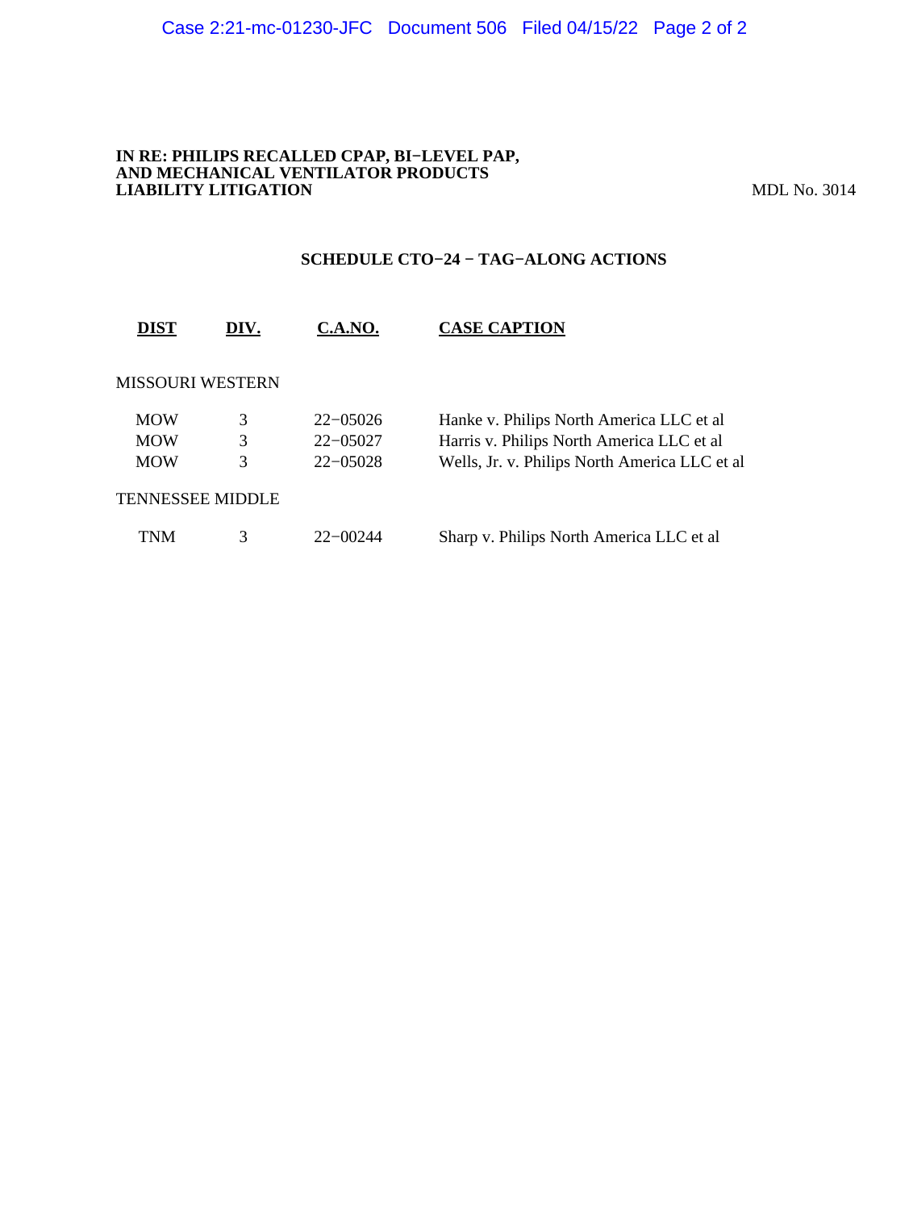**IN RE: PHILIPS RECALLED CPAP, BI−LEVEL PAP, AND MECHANICAL VENTILATOR PRODUCTS LIABILITY LITIGATION** MDL No. 3014

## SCHEDULE CTO−24 − TAG−ALONG ACTIONS

| DIST | DIV. | C.A.NO. | CASE CAPTION |
|---|---|---|---|
| MISSOURI WESTERN | | | |
| MOW | 3 | 22−05026 | Hanke v. Philips North America LLC et al |
| MOW | 3 | 22−05027 | Harris v. Philips North America LLC et al |
| MOW | 3 | 22−05028 | Wells, Jr. v. Philips North America LLC et al |
| TENNESSEE MIDDLE | | | |
| TNM | 3 | 22−00244 | Sharp v. Philips North America LLC et al |